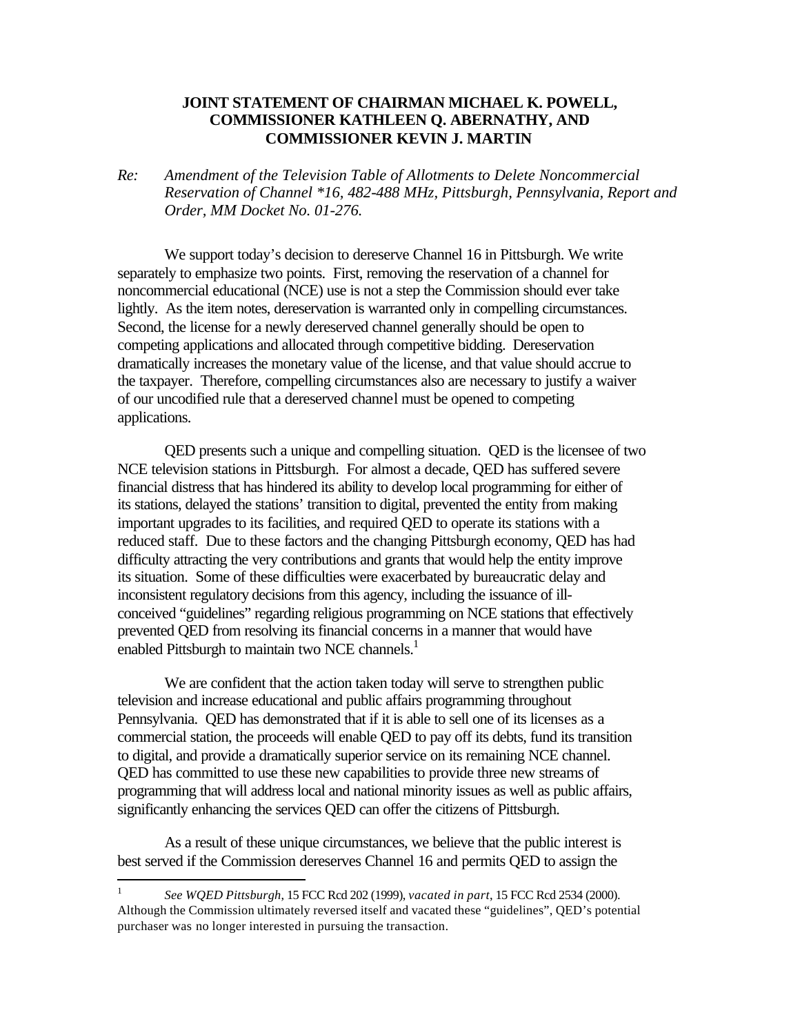**JOINT STATEMENT OF CHAIRMAN MICHAEL K. POWELL, COMMISSIONER KATHLEEN Q. ABERNATHY, AND COMMISSIONER KEVIN J. MARTIN**

*Re: Amendment of the Television Table of Allotments to Delete Noncommercial Reservation of Channel *16, 482-488 MHz, Pittsburgh, Pennsylvania, Report and Order, MM Docket No. 01-276.*

We support today's decision to dereserve Channel 16 in Pittsburgh. We write separately to emphasize two points. First, removing the reservation of a channel for noncommercial educational (NCE) use is not a step the Commission should ever take lightly. As the item notes, dereservation is warranted only in compelling circumstances. Second, the license for a newly dereserved channel generally should be open to competing applications and allocated through competitive bidding. Dereservation dramatically increases the monetary value of the license, and that value should accrue to the taxpayer. Therefore, compelling circumstances also are necessary to justify a waiver of our uncodified rule that a dereserved channel must be opened to competing applications.

QED presents such a unique and compelling situation. QED is the licensee of two NCE television stations in Pittsburgh. For almost a decade, QED has suffered severe financial distress that has hindered its ability to develop local programming for either of its stations, delayed the stations' transition to digital, prevented the entity from making important upgrades to its facilities, and required QED to operate its stations with a reduced staff. Due to these factors and the changing Pittsburgh economy, QED has had difficulty attracting the very contributions and grants that would help the entity improve its situation. Some of these difficulties were exacerbated by bureaucratic delay and inconsistent regulatory decisions from this agency, including the issuance of ill-conceived "guidelines" regarding religious programming on NCE stations that effectively prevented QED from resolving its financial concerns in a manner that would have enabled Pittsburgh to maintain two NCE channels.[1]

We are confident that the action taken today will serve to strengthen public television and increase educational and public affairs programming throughout Pennsylvania. QED has demonstrated that if it is able to sell one of its licenses as a commercial station, the proceeds will enable QED to pay off its debts, fund its transition to digital, and provide a dramatically superior service on its remaining NCE channel. QED has committed to use these new capabilities to provide three new streams of programming that will address local and national minority issues as well as public affairs, significantly enhancing the services QED can offer the citizens of Pittsburgh.

As a result of these unique circumstances, we believe that the public interest is best served if the Commission dereserves Channel 16 and permits QED to assign the

---

[1] *See WQED Pittsburgh*, 15 FCC Rcd 202 (1999), *vacated in part*, 15 FCC Rcd 2534 (2000). Although the Commission ultimately reversed itself and vacated these "guidelines", QED's potential purchaser was no longer interested in pursuing the transaction.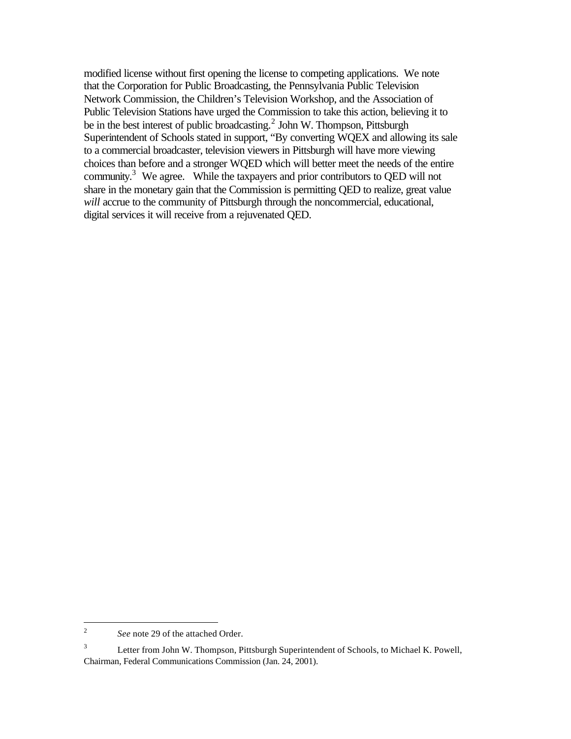modified license without first opening the license to competing applications. We note that the Corporation for Public Broadcasting, the Pennsylvania Public Television Network Commission, the Children's Television Workshop, and the Association of Public Television Stations have urged the Commission to take this action, believing it to be in the best interest of public broadcasting.[2] John W. Thompson, Pittsburgh Superintendent of Schools stated in support, "By converting WQEX and allowing its sale to a commercial broadcaster, television viewers in Pittsburgh will have more viewing choices than before and a stronger WQED which will better meet the needs of the entire community.[3] We agree. While the taxpayers and prior contributors to QED will not share in the monetary gain that the Commission is permitting QED to realize, great value *will* accrue to the community of Pittsburgh through the noncommercial, educational, digital services it will receive from a rejuvenated QED.

---

[2] *See* note 29 of the attached Order.

[3] Letter from John W. Thompson, Pittsburgh Superintendent of Schools, to Michael K. Powell, Chairman, Federal Communications Commission (Jan. 24, 2001).